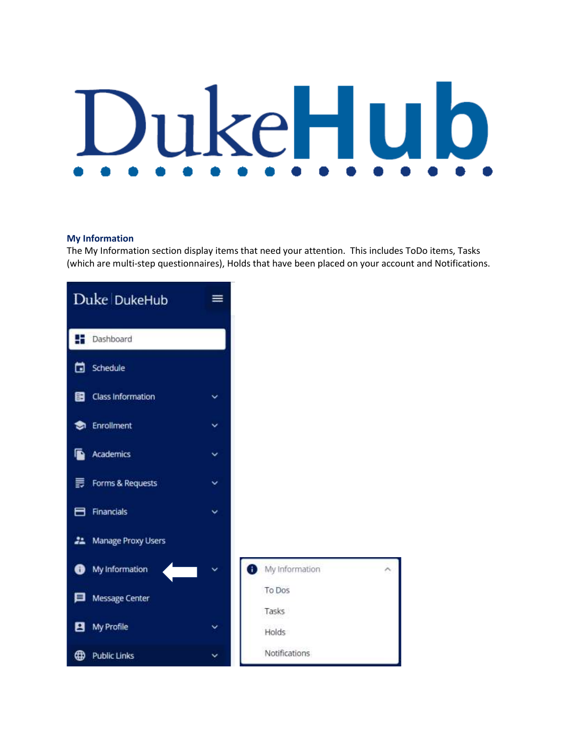# DukeHub

## My Information

The My Information section display items that need your attention. This includes ToDo items, Tasks (which are multi-step questionnaires), Holds that have been placed on your account and Notifications.

Duke | DukeHub

- Dashboard
- Schedule
- Class Information
- Enrollment
- Academics
- Forms & Requests
- Financials
- Manage Proxy Users
- My Information
- Message Center
- My Profile
- Public Links

My Information

- To Dos
- Tasks
- Holds
- Notifications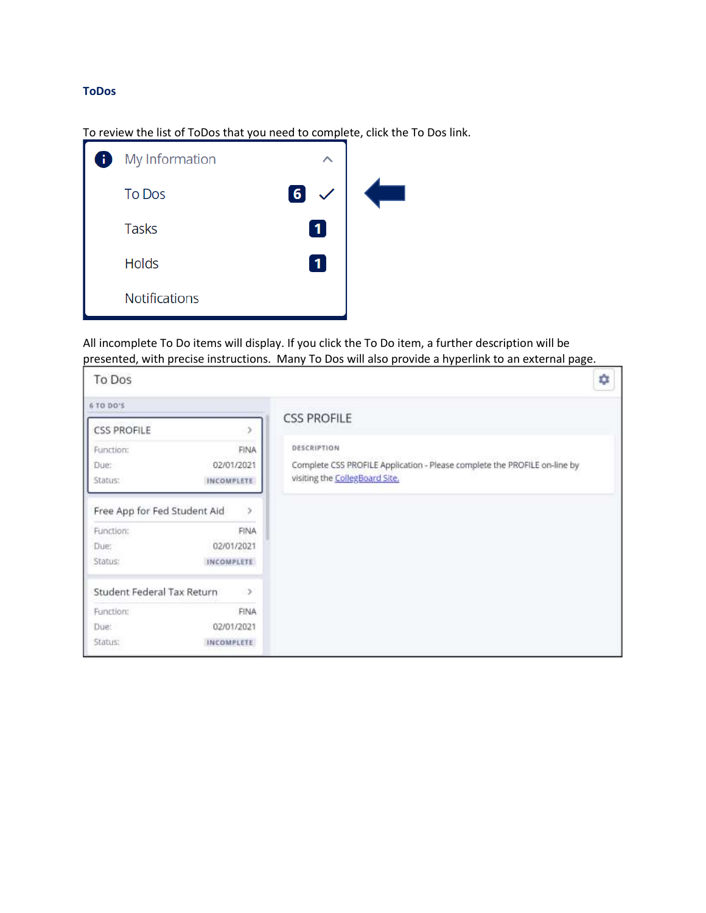## ToDos

To review the list of ToDos that you need to complete, click the To Dos link.

My Information

To Dos 6

Tasks 1

Holds 1

Notifications

All incomplete To Do items will display. If you click the To Do item, a further description will be presented, with precise instructions. Many To Dos will also provide a hyperlink to an external page.

To Dos

6 TO DO'S

CSS PROFILE
Function: FINA
Due: 02/01/2021
Status: INCOMPLETE

Free App for Fed Student Aid
Function: FINA
Due: 02/01/2021
Status: INCOMPLETE

Student Federal Tax Return
Function: FINA
Due: 02/01/2021
Status: INCOMPLETE

CSS PROFILE

DESCRIPTION

Complete CSS PROFILE Application - Please complete the PROFILE on-line by visiting the CollegBoard Site.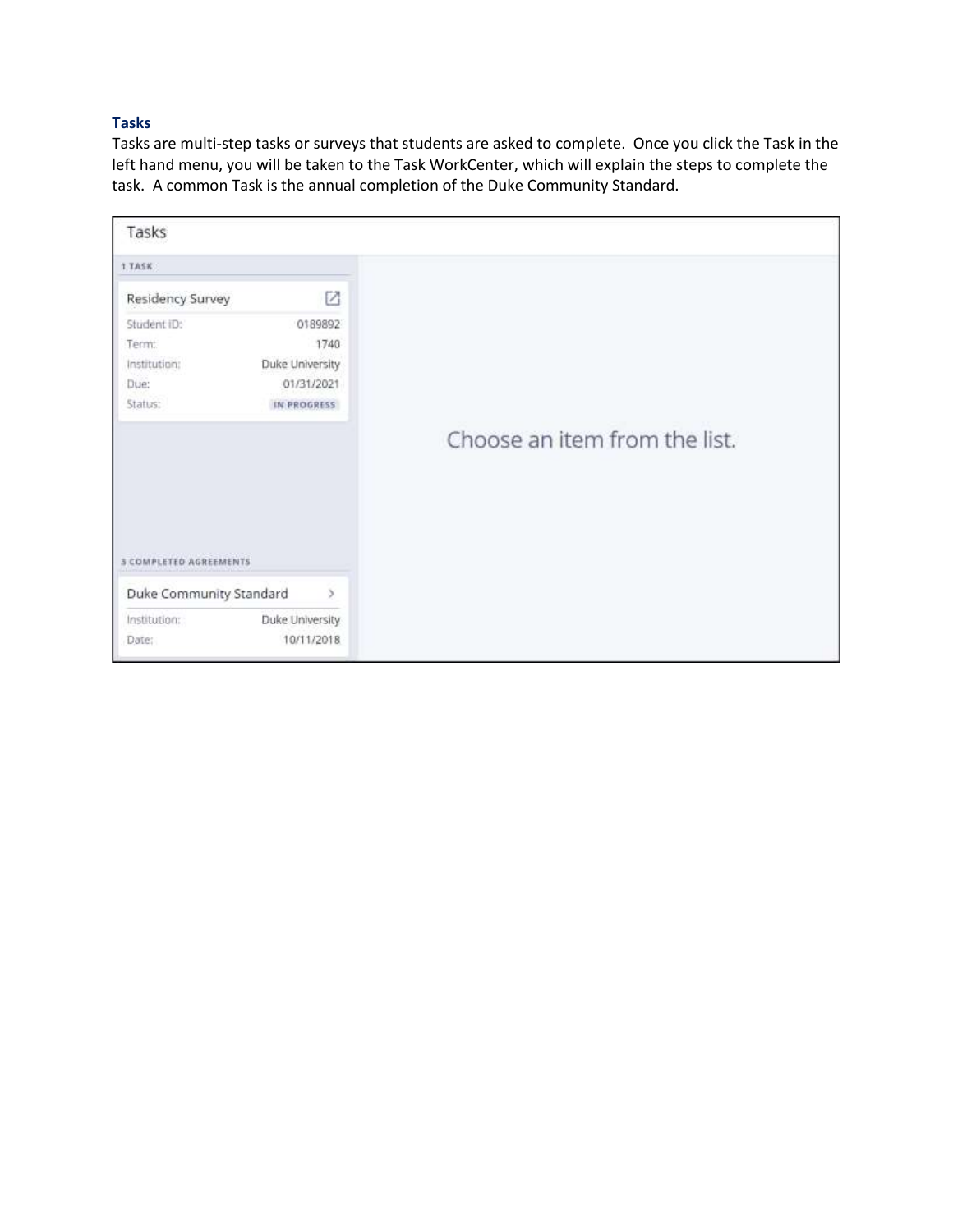### Tasks

Tasks are multi-step tasks or surveys that students are asked to complete. Once you click the Task in the left hand menu, you will be taken to the Task WorkCenter, which will explain the steps to complete the task. A common Task is the annual completion of the Duke Community Standard.

Tasks

1 TASK

Residency Survey

| | |
|---|---|
| Student ID: | 0189892 |
| Term: | 1740 |
| Institution: | Duke University |
| Due: | 01/31/2021 |
| Status: | IN PROGRESS |

Choose an item from the list.

3 COMPLETED AGREEMENTS

Duke Community Standard

| | |
|---|---|
| Institution: | Duke University |
| Date: | 10/11/2018 |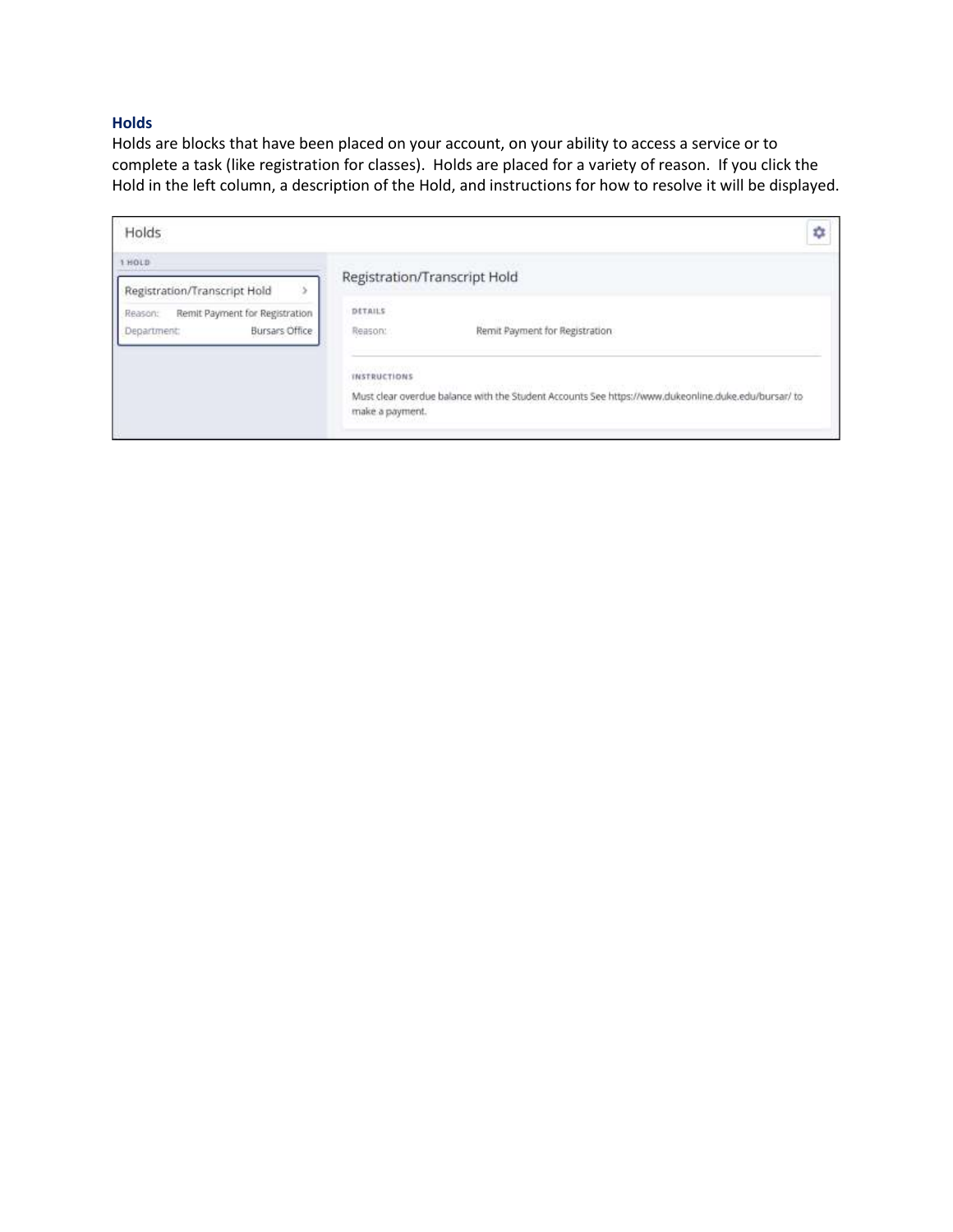### Holds

Holds are blocks that have been placed on your account, on your ability to access a service or to complete a task (like registration for classes). Holds are placed for a variety of reason. If you click the Hold in the left column, a description of the Hold, and instructions for how to resolve it will be displayed.

Holds

1 HOLD

Registration/Transcript Hold

Reason: Remit Payment for Registration

Department: Bursars Office

Registration/Transcript Hold

DETAILS

Reason: Remit Payment for Registration

INSTRUCTIONS

Must clear overdue balance with the Student Accounts See https://www.dukeonline.duke.edu/bursar/ to make a payment.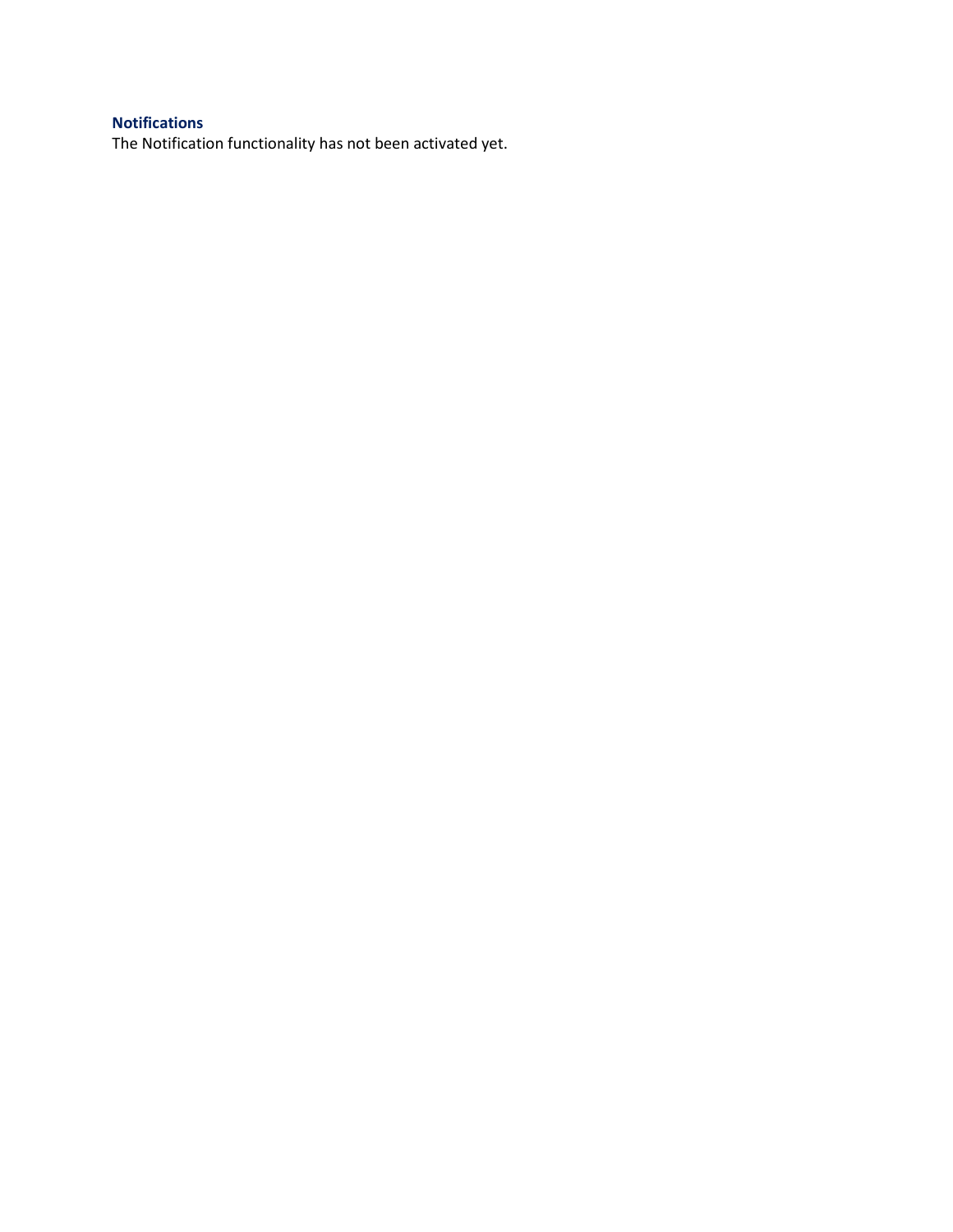### Notifications

The Notification functionality has not been activated yet.